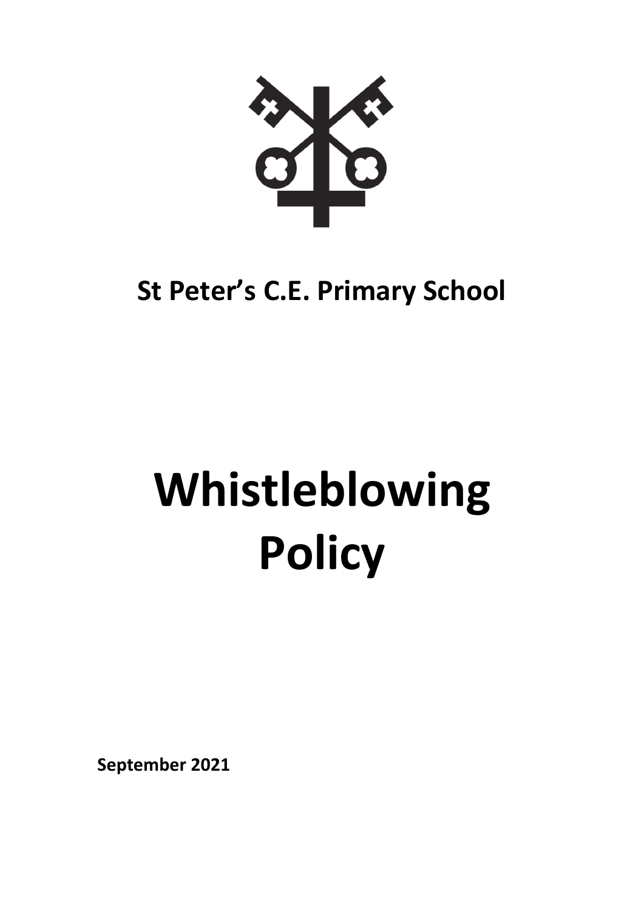## St Peter's C.E. Primary School

# Whistleblowing Policy

**September 2021**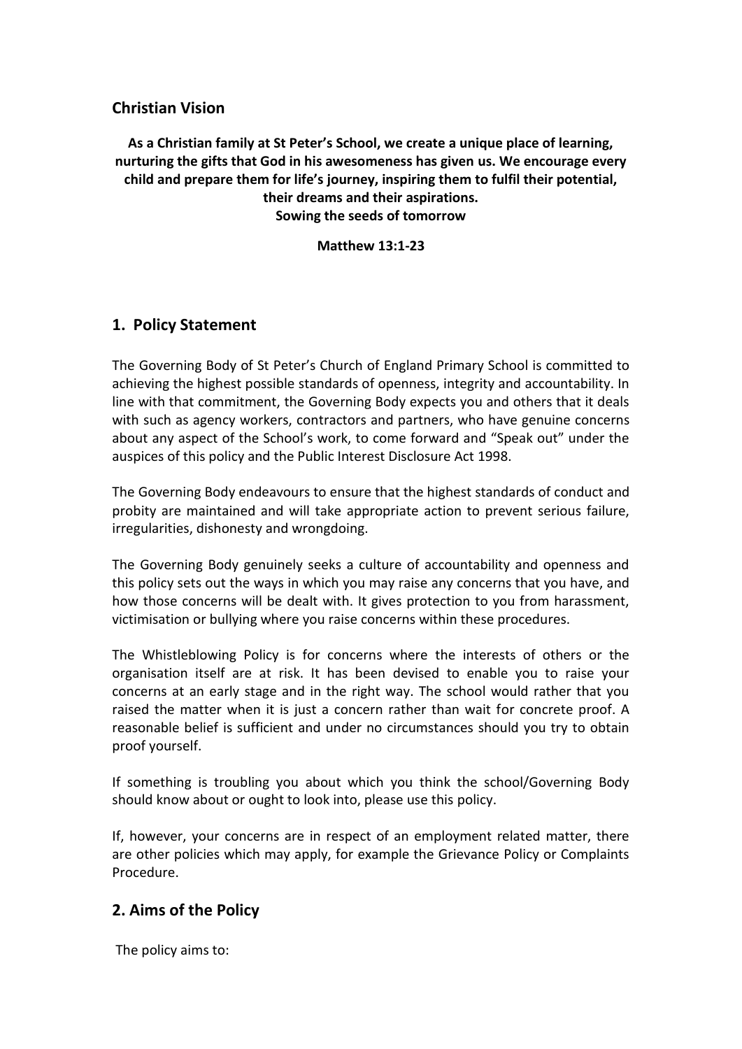## Christian Vision

**As a Christian family at St Peter's School, we create a unique place of learning, nurturing the gifts that God in his awesomeness has given us. We encourage every child and prepare them for life's journey, inspiring them to fulfil their potential, their dreams and their aspirations.**
**Sowing the seeds of tomorrow**

**Matthew 13:1-23**

## 1. Policy Statement

The Governing Body of St Peter's Church of England Primary School is committed to achieving the highest possible standards of openness, integrity and accountability. In line with that commitment, the Governing Body expects you and others that it deals with such as agency workers, contractors and partners, who have genuine concerns about any aspect of the School's work, to come forward and "Speak out" under the auspices of this policy and the Public Interest Disclosure Act 1998.

The Governing Body endeavours to ensure that the highest standards of conduct and probity are maintained and will take appropriate action to prevent serious failure, irregularities, dishonesty and wrongdoing.

The Governing Body genuinely seeks a culture of accountability and openness and this policy sets out the ways in which you may raise any concerns that you have, and how those concerns will be dealt with. It gives protection to you from harassment, victimisation or bullying where you raise concerns within these procedures.

The Whistleblowing Policy is for concerns where the interests of others or the organisation itself are at risk. It has been devised to enable you to raise your concerns at an early stage and in the right way. The school would rather that you raised the matter when it is just a concern rather than wait for concrete proof. A reasonable belief is sufficient and under no circumstances should you try to obtain proof yourself.

If something is troubling you about which you think the school/Governing Body should know about or ought to look into, please use this policy.

If, however, your concerns are in respect of an employment related matter, there are other policies which may apply, for example the Grievance Policy or Complaints Procedure.

## 2. Aims of the Policy

The policy aims to: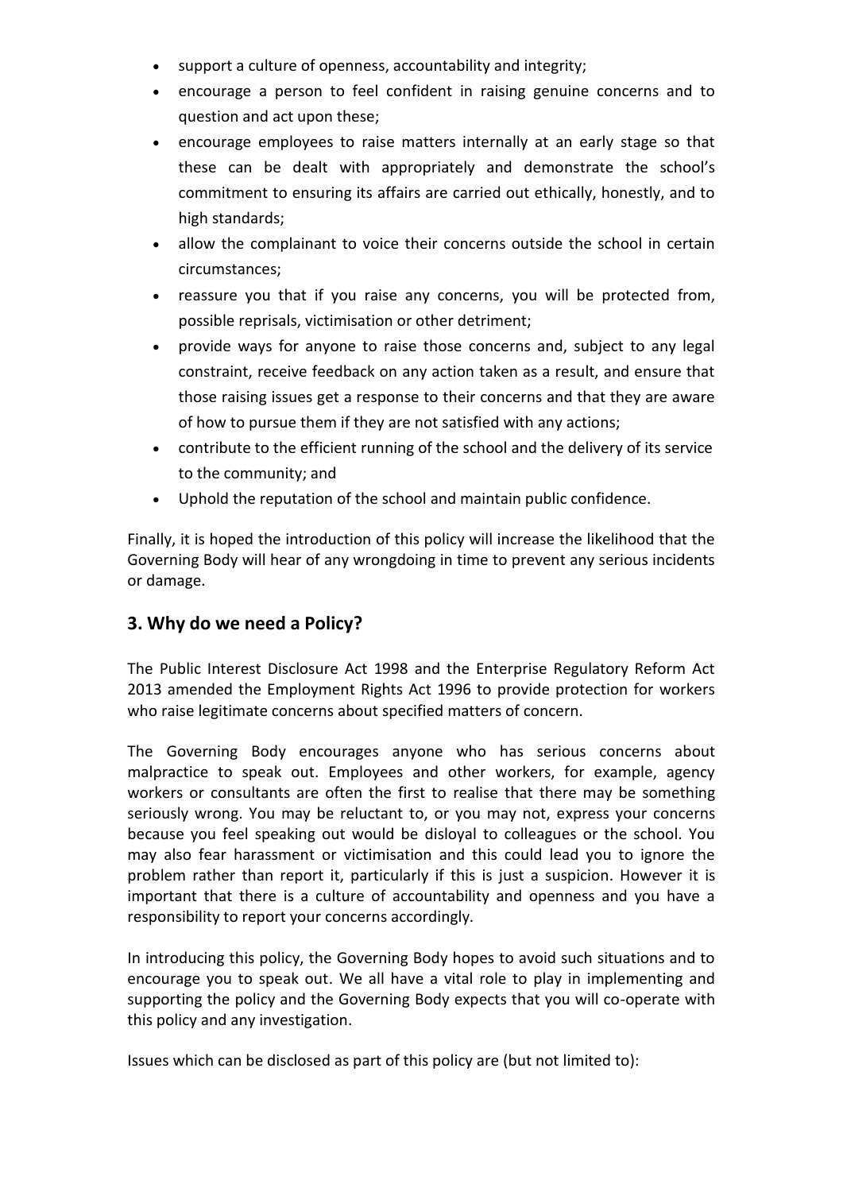- support a culture of openness, accountability and integrity;
- encourage a person to feel confident in raising genuine concerns and to question and act upon these;
- encourage employees to raise matters internally at an early stage so that these can be dealt with appropriately and demonstrate the school's commitment to ensuring its affairs are carried out ethically, honestly, and to high standards;
- allow the complainant to voice their concerns outside the school in certain circumstances;
- reassure you that if you raise any concerns, you will be protected from, possible reprisals, victimisation or other detriment;
- provide ways for anyone to raise those concerns and, subject to any legal constraint, receive feedback on any action taken as a result, and ensure that those raising issues get a response to their concerns and that they are aware of how to pursue them if they are not satisfied with any actions;
- contribute to the efficient running of the school and the delivery of its service to the community; and
- Uphold the reputation of the school and maintain public confidence.

Finally, it is hoped the introduction of this policy will increase the likelihood that the Governing Body will hear of any wrongdoing in time to prevent any serious incidents or damage.

## 3. Why do we need a Policy?

The Public Interest Disclosure Act 1998 and the Enterprise Regulatory Reform Act 2013 amended the Employment Rights Act 1996 to provide protection for workers who raise legitimate concerns about specified matters of concern.

The Governing Body encourages anyone who has serious concerns about malpractice to speak out. Employees and other workers, for example, agency workers or consultants are often the first to realise that there may be something seriously wrong. You may be reluctant to, or you may not, express your concerns because you feel speaking out would be disloyal to colleagues or the school. You may also fear harassment or victimisation and this could lead you to ignore the problem rather than report it, particularly if this is just a suspicion. However it is important that there is a culture of accountability and openness and you have a responsibility to report your concerns accordingly.

In introducing this policy, the Governing Body hopes to avoid such situations and to encourage you to speak out. We all have a vital role to play in implementing and supporting the policy and the Governing Body expects that you will co-operate with this policy and any investigation.

Issues which can be disclosed as part of this policy are (but not limited to):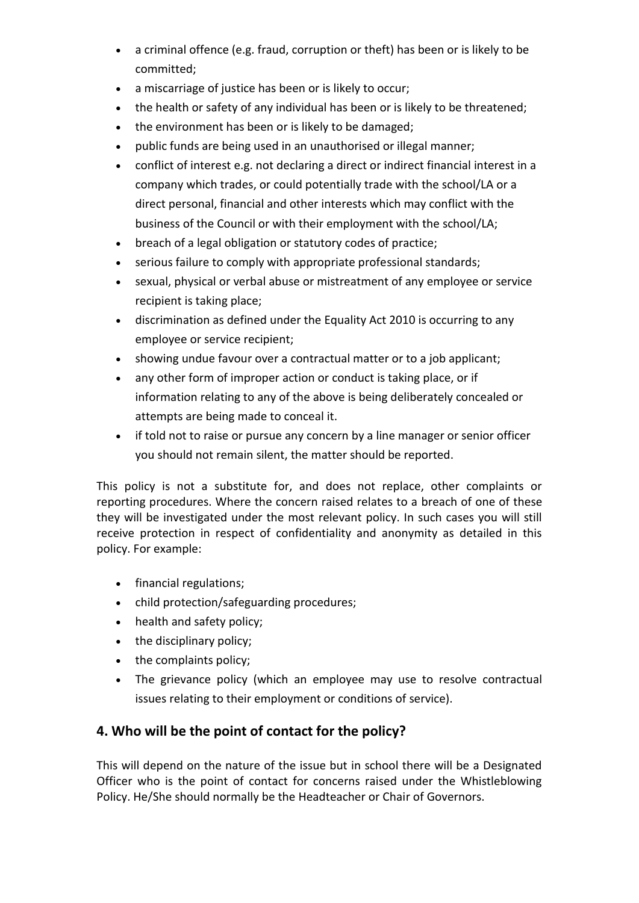- a criminal offence (e.g. fraud, corruption or theft) has been or is likely to be committed;
- a miscarriage of justice has been or is likely to occur;
- the health or safety of any individual has been or is likely to be threatened;
- the environment has been or is likely to be damaged;
- public funds are being used in an unauthorised or illegal manner;
- conflict of interest e.g. not declaring a direct or indirect financial interest in a company which trades, or could potentially trade with the school/LA or a direct personal, financial and other interests which may conflict with the business of the Council or with their employment with the school/LA;
- breach of a legal obligation or statutory codes of practice;
- serious failure to comply with appropriate professional standards;
- sexual, physical or verbal abuse or mistreatment of any employee or service recipient is taking place;
- discrimination as defined under the Equality Act 2010 is occurring to any employee or service recipient;
- showing undue favour over a contractual matter or to a job applicant;
- any other form of improper action or conduct is taking place, or if information relating to any of the above is being deliberately concealed or attempts are being made to conceal it.
- if told not to raise or pursue any concern by a line manager or senior officer you should not remain silent, the matter should be reported.

This policy is not a substitute for, and does not replace, other complaints or reporting procedures. Where the concern raised relates to a breach of one of these they will be investigated under the most relevant policy. In such cases you will still receive protection in respect of confidentiality and anonymity as detailed in this policy. For example:

- financial regulations;
- child protection/safeguarding procedures;
- health and safety policy;
- the disciplinary policy;
- the complaints policy;
- The grievance policy (which an employee may use to resolve contractual issues relating to their employment or conditions of service).

## 4. Who will be the point of contact for the policy?

This will depend on the nature of the issue but in school there will be a Designated Officer who is the point of contact for concerns raised under the Whistleblowing Policy. He/She should normally be the Headteacher or Chair of Governors.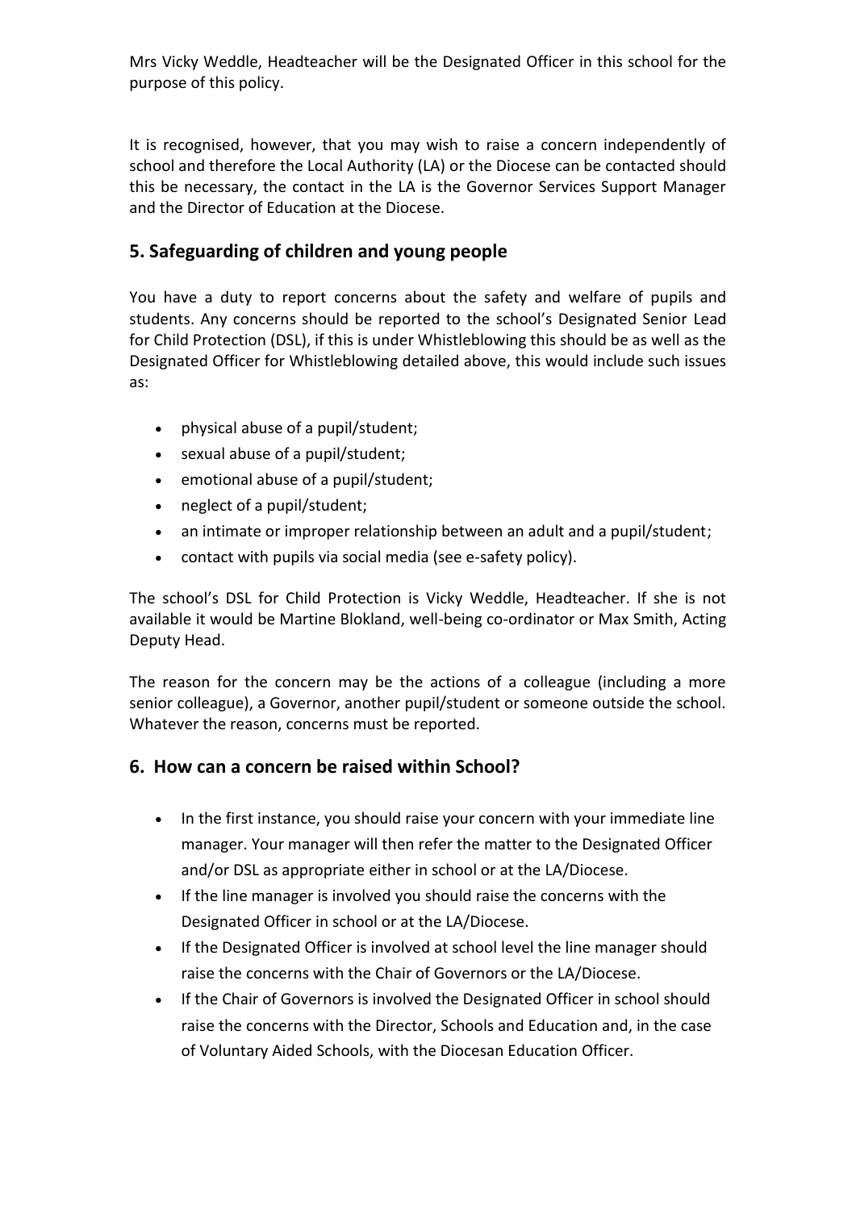Mrs Vicky Weddle, Headteacher will be the Designated Officer in this school for the purpose of this policy.

It is recognised, however, that you may wish to raise a concern independently of school and therefore the Local Authority (LA) or the Diocese can be contacted should this be necessary, the contact in the LA is the Governor Services Support Manager and the Director of Education at the Diocese.

## 5. Safeguarding of children and young people

You have a duty to report concerns about the safety and welfare of pupils and students. Any concerns should be reported to the school's Designated Senior Lead for Child Protection (DSL), if this is under Whistleblowing this should be as well as the Designated Officer for Whistleblowing detailed above, this would include such issues as:

- physical abuse of a pupil/student;
- sexual abuse of a pupil/student;
- emotional abuse of a pupil/student;
- neglect of a pupil/student;
- an intimate or improper relationship between an adult and a pupil/student;
- contact with pupils via social media (see e-safety policy).

The school's DSL for Child Protection is Vicky Weddle, Headteacher. If she is not available it would be Martine Blokland, well-being co-ordinator or Max Smith, Acting Deputy Head.

The reason for the concern may be the actions of a colleague (including a more senior colleague), a Governor, another pupil/student or someone outside the school. Whatever the reason, concerns must be reported.

## 6. How can a concern be raised within School?

- In the first instance, you should raise your concern with your immediate line manager. Your manager will then refer the matter to the Designated Officer and/or DSL as appropriate either in school or at the LA/Diocese.
- If the line manager is involved you should raise the concerns with the Designated Officer in school or at the LA/Diocese.
- If the Designated Officer is involved at school level the line manager should raise the concerns with the Chair of Governors or the LA/Diocese.
- If the Chair of Governors is involved the Designated Officer in school should raise the concerns with the Director, Schools and Education and, in the case of Voluntary Aided Schools, with the Diocesan Education Officer.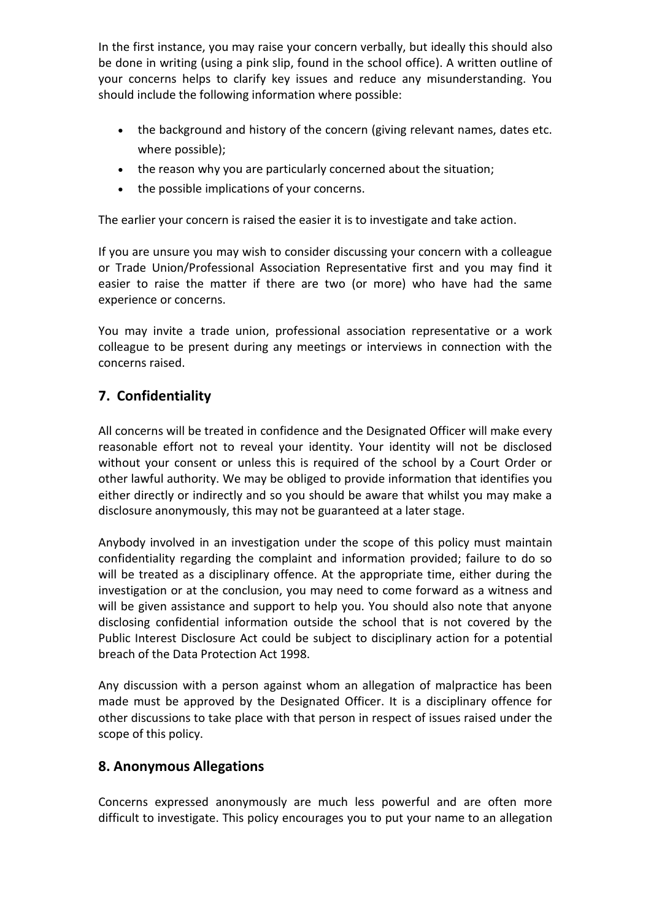In the first instance, you may raise your concern verbally, but ideally this should also be done in writing (using a pink slip, found in the school office). A written outline of your concerns helps to clarify key issues and reduce any misunderstanding. You should include the following information where possible:

- the background and history of the concern (giving relevant names, dates etc. where possible);
- the reason why you are particularly concerned about the situation;
- the possible implications of your concerns.

The earlier your concern is raised the easier it is to investigate and take action.

If you are unsure you may wish to consider discussing your concern with a colleague or Trade Union/Professional Association Representative first and you may find it easier to raise the matter if there are two (or more) who have had the same experience or concerns.

You may invite a trade union, professional association representative or a work colleague to be present during any meetings or interviews in connection with the concerns raised.

## 7. Confidentiality

All concerns will be treated in confidence and the Designated Officer will make every reasonable effort not to reveal your identity. Your identity will not be disclosed without your consent or unless this is required of the school by a Court Order or other lawful authority. We may be obliged to provide information that identifies you either directly or indirectly and so you should be aware that whilst you may make a disclosure anonymously, this may not be guaranteed at a later stage.

Anybody involved in an investigation under the scope of this policy must maintain confidentiality regarding the complaint and information provided; failure to do so will be treated as a disciplinary offence. At the appropriate time, either during the investigation or at the conclusion, you may need to come forward as a witness and will be given assistance and support to help you. You should also note that anyone disclosing confidential information outside the school that is not covered by the Public Interest Disclosure Act could be subject to disciplinary action for a potential breach of the Data Protection Act 1998.

Any discussion with a person against whom an allegation of malpractice has been made must be approved by the Designated Officer. It is a disciplinary offence for other discussions to take place with that person in respect of issues raised under the scope of this policy.

## 8. Anonymous Allegations

Concerns expressed anonymously are much less powerful and are often more difficult to investigate. This policy encourages you to put your name to an allegation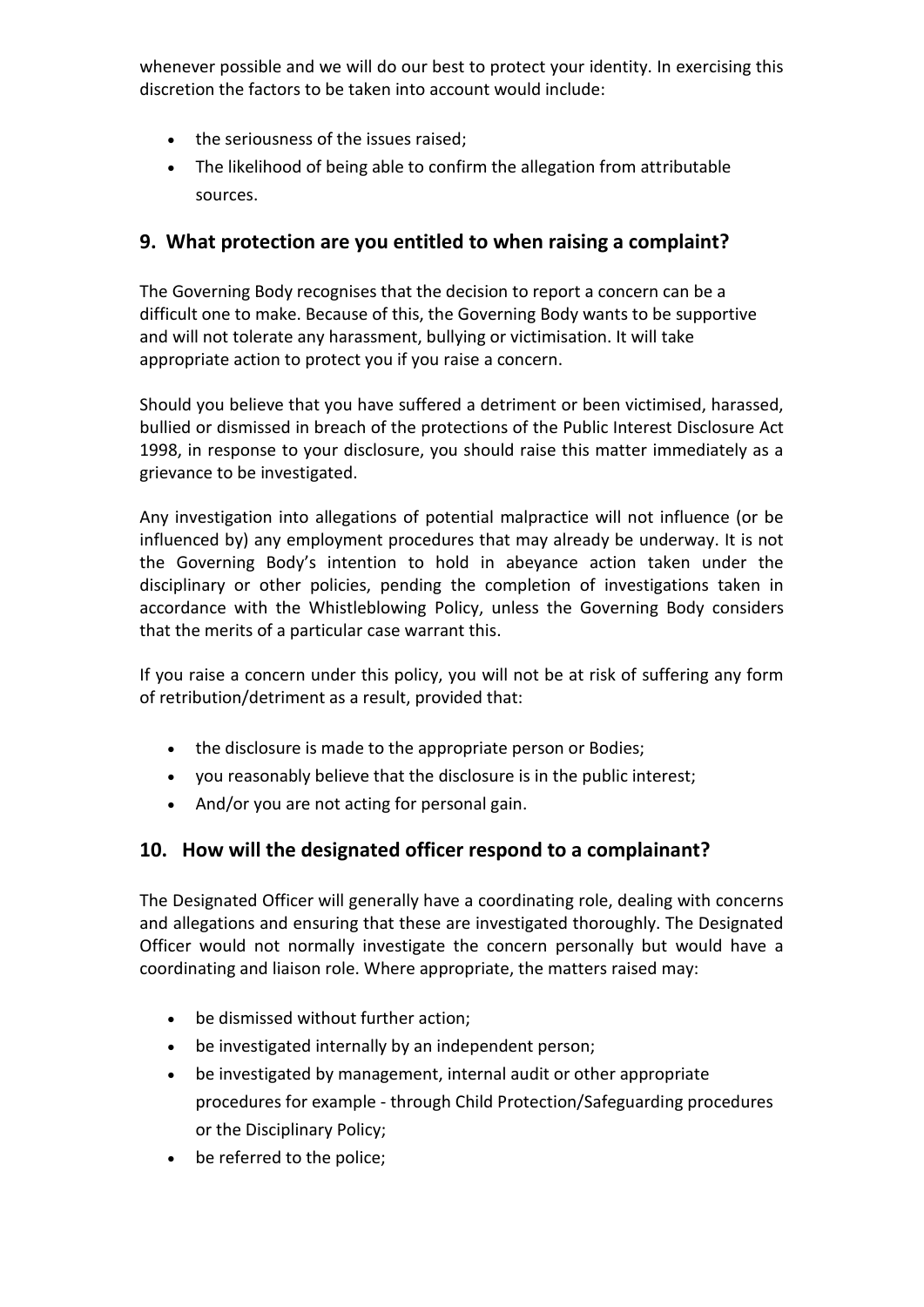whenever possible and we will do our best to protect your identity. In exercising this discretion the factors to be taken into account would include:

- the seriousness of the issues raised;
- The likelihood of being able to confirm the allegation from attributable sources.

## 9. What protection are you entitled to when raising a complaint?

The Governing Body recognises that the decision to report a concern can be a difficult one to make. Because of this, the Governing Body wants to be supportive and will not tolerate any harassment, bullying or victimisation. It will take appropriate action to protect you if you raise a concern.

Should you believe that you have suffered a detriment or been victimised, harassed, bullied or dismissed in breach of the protections of the Public Interest Disclosure Act 1998, in response to your disclosure, you should raise this matter immediately as a grievance to be investigated.

Any investigation into allegations of potential malpractice will not influence (or be influenced by) any employment procedures that may already be underway. It is not the Governing Body's intention to hold in abeyance action taken under the disciplinary or other policies, pending the completion of investigations taken in accordance with the Whistleblowing Policy, unless the Governing Body considers that the merits of a particular case warrant this.

If you raise a concern under this policy, you will not be at risk of suffering any form of retribution/detriment as a result, provided that:

- the disclosure is made to the appropriate person or Bodies;
- you reasonably believe that the disclosure is in the public interest;
- And/or you are not acting for personal gain.

## 10. How will the designated officer respond to a complainant?

The Designated Officer will generally have a coordinating role, dealing with concerns and allegations and ensuring that these are investigated thoroughly. The Designated Officer would not normally investigate the concern personally but would have a coordinating and liaison role. Where appropriate, the matters raised may:

- be dismissed without further action;
- be investigated internally by an independent person;
- be investigated by management, internal audit or other appropriate procedures for example - through Child Protection/Safeguarding procedures or the Disciplinary Policy;
- be referred to the police;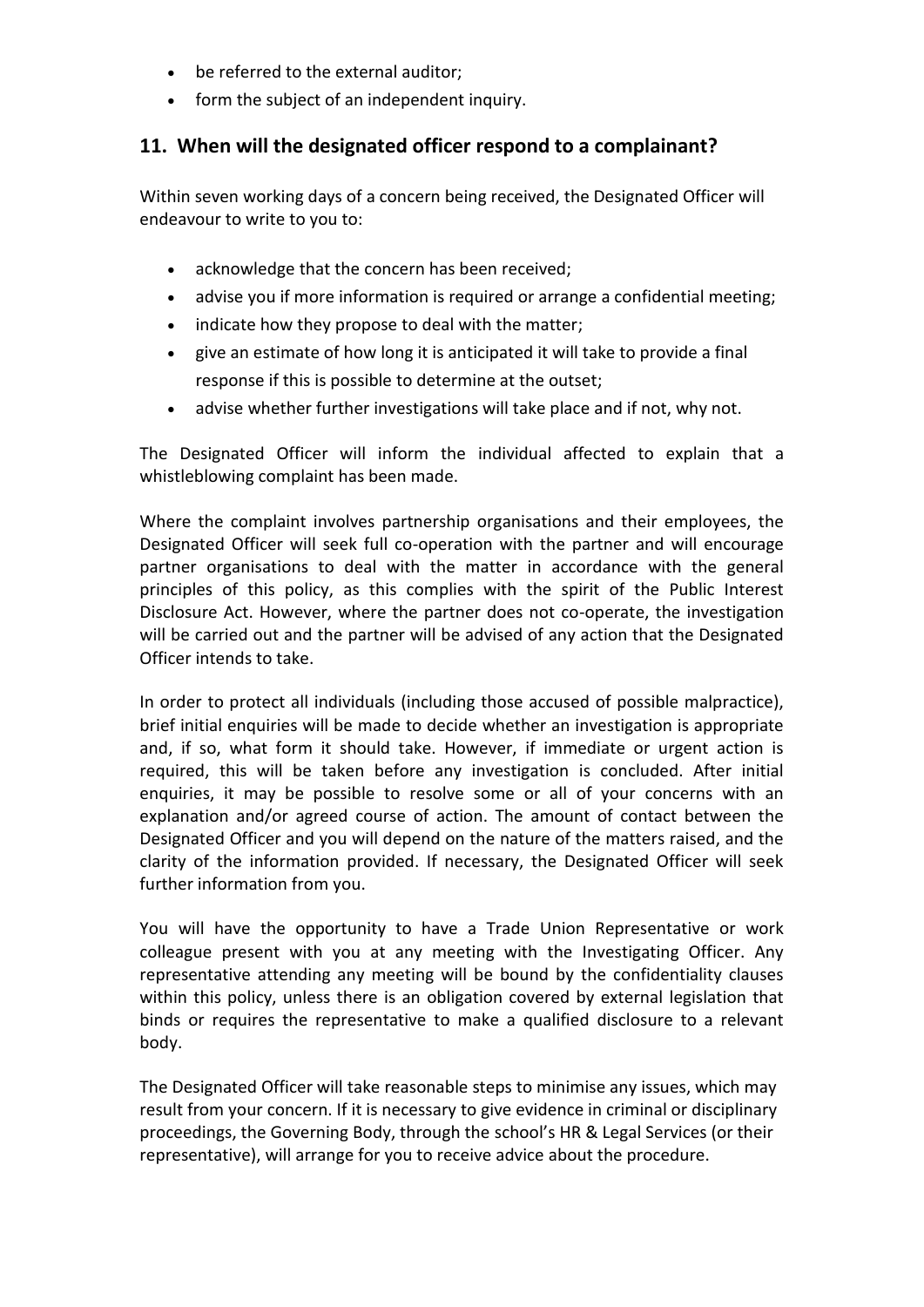- be referred to the external auditor;
- form the subject of an independent inquiry.

## 11. When will the designated officer respond to a complainant?

Within seven working days of a concern being received, the Designated Officer will endeavour to write to you to:

- acknowledge that the concern has been received;
- advise you if more information is required or arrange a confidential meeting;
- indicate how they propose to deal with the matter;
- give an estimate of how long it is anticipated it will take to provide a final response if this is possible to determine at the outset;
- advise whether further investigations will take place and if not, why not.

The Designated Officer will inform the individual affected to explain that a whistleblowing complaint has been made.

Where the complaint involves partnership organisations and their employees, the Designated Officer will seek full co-operation with the partner and will encourage partner organisations to deal with the matter in accordance with the general principles of this policy, as this complies with the spirit of the Public Interest Disclosure Act. However, where the partner does not co-operate, the investigation will be carried out and the partner will be advised of any action that the Designated Officer intends to take.

In order to protect all individuals (including those accused of possible malpractice), brief initial enquiries will be made to decide whether an investigation is appropriate and, if so, what form it should take. However, if immediate or urgent action is required, this will be taken before any investigation is concluded. After initial enquiries, it may be possible to resolve some or all of your concerns with an explanation and/or agreed course of action. The amount of contact between the Designated Officer and you will depend on the nature of the matters raised, and the clarity of the information provided. If necessary, the Designated Officer will seek further information from you.

You will have the opportunity to have a Trade Union Representative or work colleague present with you at any meeting with the Investigating Officer. Any representative attending any meeting will be bound by the confidentiality clauses within this policy, unless there is an obligation covered by external legislation that binds or requires the representative to make a qualified disclosure to a relevant body.

The Designated Officer will take reasonable steps to minimise any issues, which may result from your concern. If it is necessary to give evidence in criminal or disciplinary proceedings, the Governing Body, through the school's HR & Legal Services (or their representative), will arrange for you to receive advice about the procedure.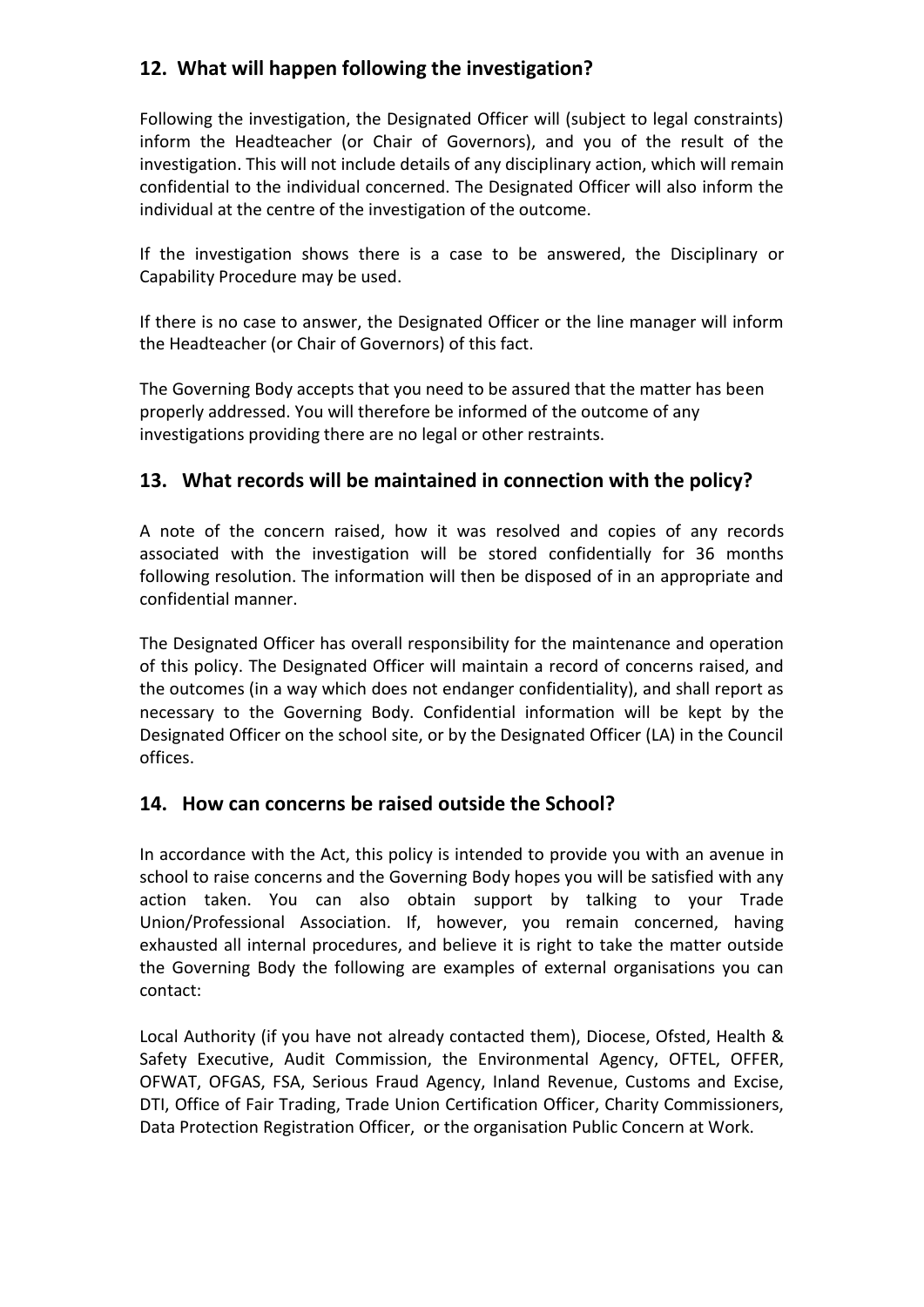## 12. What will happen following the investigation?

Following the investigation, the Designated Officer will (subject to legal constraints) inform the Headteacher (or Chair of Governors), and you of the result of the investigation. This will not include details of any disciplinary action, which will remain confidential to the individual concerned. The Designated Officer will also inform the individual at the centre of the investigation of the outcome.

If the investigation shows there is a case to be answered, the Disciplinary or Capability Procedure may be used.

If there is no case to answer, the Designated Officer or the line manager will inform the Headteacher (or Chair of Governors) of this fact.

The Governing Body accepts that you need to be assured that the matter has been properly addressed. You will therefore be informed of the outcome of any investigations providing there are no legal or other restraints.

## 13. What records will be maintained in connection with the policy?

A note of the concern raised, how it was resolved and copies of any records associated with the investigation will be stored confidentially for 36 months following resolution. The information will then be disposed of in an appropriate and confidential manner.

The Designated Officer has overall responsibility for the maintenance and operation of this policy. The Designated Officer will maintain a record of concerns raised, and the outcomes (in a way which does not endanger confidentiality), and shall report as necessary to the Governing Body. Confidential information will be kept by the Designated Officer on the school site, or by the Designated Officer (LA) in the Council offices.

## 14. How can concerns be raised outside the School?

In accordance with the Act, this policy is intended to provide you with an avenue in school to raise concerns and the Governing Body hopes you will be satisfied with any action taken. You can also obtain support by talking to your Trade Union/Professional Association. If, however, you remain concerned, having exhausted all internal procedures, and believe it is right to take the matter outside the Governing Body the following are examples of external organisations you can contact:

Local Authority (if you have not already contacted them), Diocese, Ofsted, Health & Safety Executive, Audit Commission, the Environmental Agency, OFTEL, OFFER, OFWAT, OFGAS, FSA, Serious Fraud Agency, Inland Revenue, Customs and Excise, DTI, Office of Fair Trading, Trade Union Certification Officer, Charity Commissioners, Data Protection Registration Officer, or the organisation Public Concern at Work.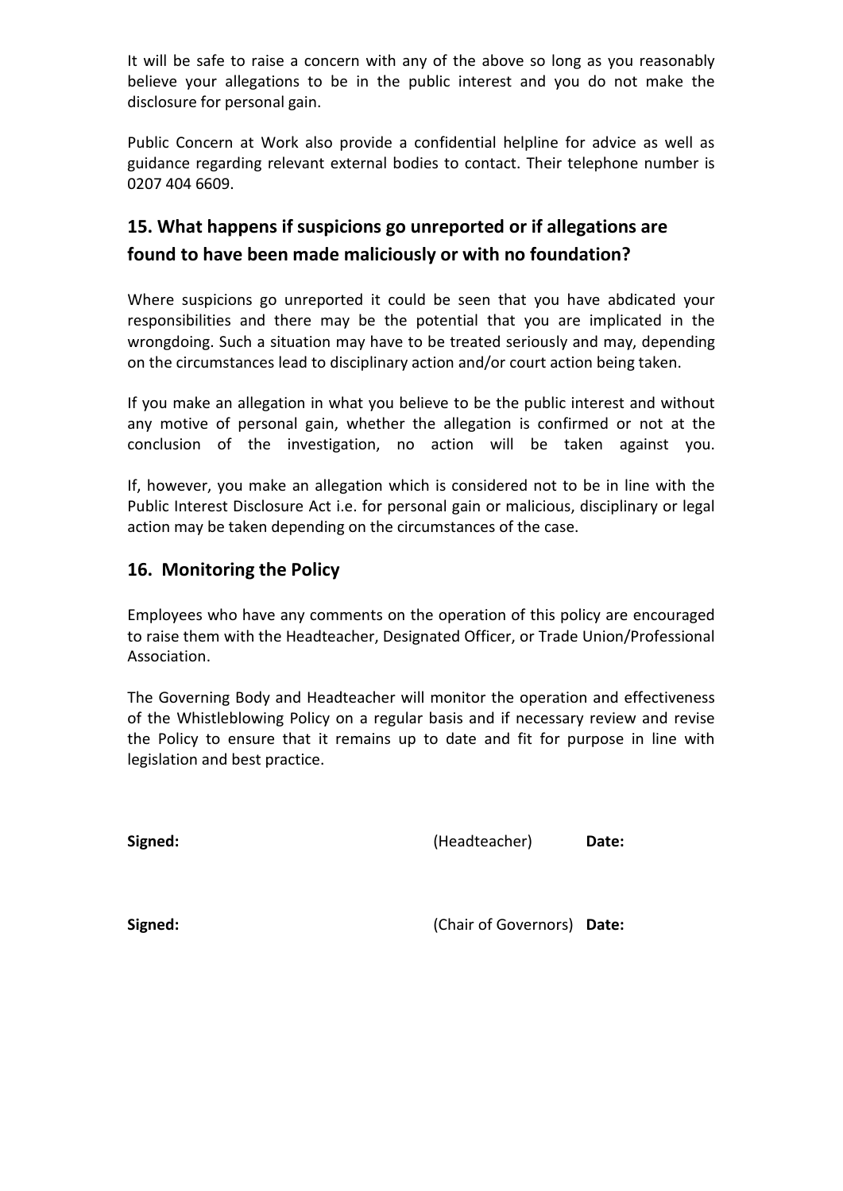It will be safe to raise a concern with any of the above so long as you reasonably believe your allegations to be in the public interest and you do not make the disclosure for personal gain.

Public Concern at Work also provide a confidential helpline for advice as well as guidance regarding relevant external bodies to contact. Their telephone number is 0207 404 6609.

## 15. What happens if suspicions go unreported or if allegations are found to have been made maliciously or with no foundation?

Where suspicions go unreported it could be seen that you have abdicated your responsibilities and there may be the potential that you are implicated in the wrongdoing. Such a situation may have to be treated seriously and may, depending on the circumstances lead to disciplinary action and/or court action being taken.

If you make an allegation in what you believe to be the public interest and without any motive of personal gain, whether the allegation is confirmed or not at the conclusion of the investigation, no action will be taken against you.

If, however, you make an allegation which is considered not to be in line with the Public Interest Disclosure Act i.e. for personal gain or malicious, disciplinary or legal action may be taken depending on the circumstances of the case.

## 16. Monitoring the Policy

Employees who have any comments on the operation of this policy are encouraged to raise them with the Headteacher, Designated Officer, or Trade Union/Professional Association.

The Governing Body and Headteacher will monitor the operation and effectiveness of the Whistleblowing Policy on a regular basis and if necessary review and revise the Policy to ensure that it remains up to date and fit for purpose in line with legislation and best practice.

**Signed:** (Headteacher) **Date:**

**Signed:** (Chair of Governors) **Date:**